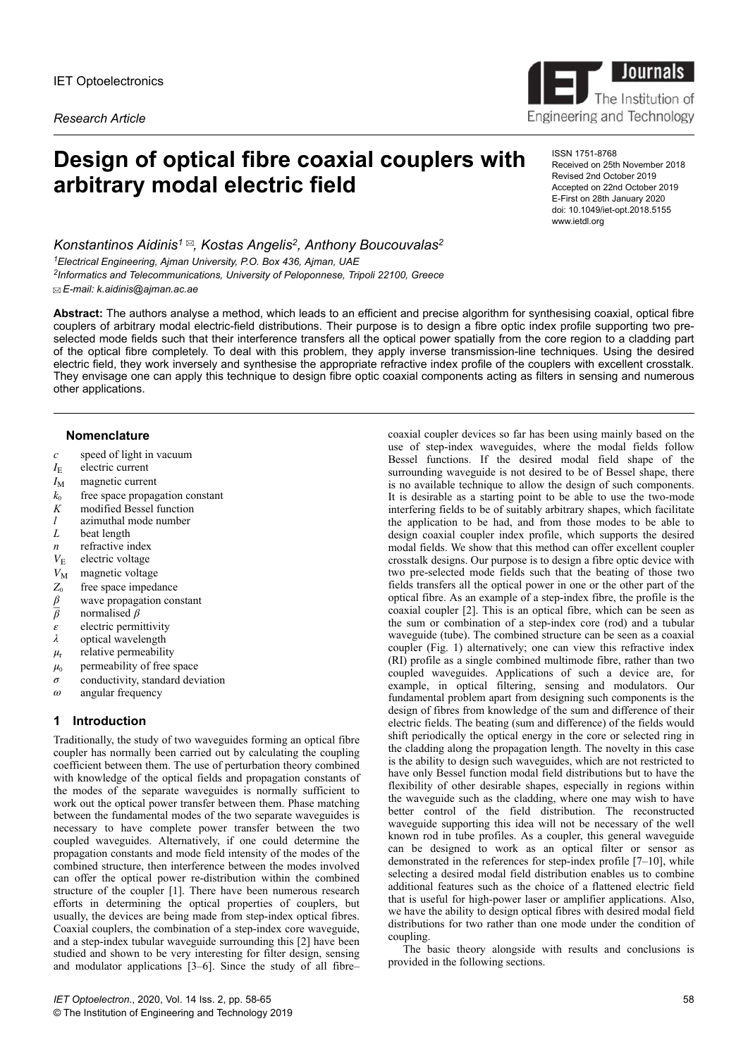IET Optoelectronics

*Research Article*

# Design of optical fibre coaxial couplers with arbitrary modal electric field

ISSN 1751-8768
Received on 25th November 2018
Revised 2nd October 2019
Accepted on 22nd October 2019
E-First on 28th January 2020
doi: 10.1049/iet-opt.2018.5155
www.ietdl.org

*Konstantinos Aidinis[1] ✉, Kostas Angelis[2], Anthony Boucouvalas[2]*

[1]*Electrical Engineering, Ajman University, P.O. Box 436, Ajman, UAE*

[2]*Informatics and Telecommunications, University of Peloponnese, Tripoli 22100, Greece*

✉ *E-mail: k.aidinis@ajman.ac.ae*

**Abstract:** The authors analyse a method, which leads to an efficient and precise algorithm for synthesising coaxial, optical fibre couplers of arbitrary modal electric-field distributions. Their purpose is to design a fibre optic index profile supporting two pre-selected mode fields such that their interference transfers all the optical power spatially from the core region to a cladding part of the optical fibre completely. To deal with this problem, they apply inverse transmission-line techniques. Using the desired electric field, they work inversely and synthesise the appropriate refractive index profile of the couplers with excellent crosstalk. They envisage one can apply this technique to design fibre optic coaxial components acting as filters in sensing and numerous other applications.

## Nomenclature

- $c$ speed of light in vacuum
- $I_E$ electric current
- $I_M$ magnetic current
- $k_0$ free space propagation constant
- $K$ modified Bessel function
- $l$ azimuthal mode number
- $L$ beat length
- $n$ refractive index
- $V_E$ electric voltage
- $V_M$ magnetic voltage
- $Z_0$ free space impedance
- $\beta$ wave propagation constant
- $\overline{\beta}$ normalised $\beta$
- $\varepsilon$ electric permittivity
- $\lambda$ optical wavelength
- $\mu_r$ relative permeability
- $\mu_0$ permeability of free space
- $\sigma$ conductivity, standard deviation
- $\omega$ angular frequency

## 1 Introduction

Traditionally, the study of two waveguides forming an optical fibre coupler has normally been carried out by calculating the coupling coefficient between them. The use of perturbation theory combined with knowledge of the optical fields and propagation constants of the modes of the separate waveguides is normally sufficient to work out the optical power transfer between them. Phase matching between the fundamental modes of the two separate waveguides is necessary to have complete power transfer between the two coupled waveguides. Alternatively, if one could determine the propagation constants and mode field intensity of the modes of the combined structure, then interference between the modes involved can offer the optical power re-distribution within the combined structure of the coupler [1]. There have been numerous research efforts in determining the optical properties of couplers, but usually, the devices are being made from step-index optical fibres. Coaxial couplers, the combination of a step-index core waveguide, and a step-index tubular waveguide surrounding this [2] have been studied and shown to be very interesting for filter design, sensing and modulator applications [3–6]. Since the study of all fibre–coaxial coupler devices so far has been using mainly based on the use of step-index waveguides, where the modal fields follow Bessel functions. If the desired modal field shape of the surrounding waveguide is not desired to be of Bessel shape, there is no available technique to allow the design of such components. It is desirable as a starting point to be able to use the two-mode interfering fields to be of suitably arbitrary shapes, which facilitate the application to be had, and from those modes to be able to design coaxial coupler index profile, which supports the desired modal fields. We show that this method can offer excellent coupler crosstalk designs. Our purpose is to design a fibre optic device with two pre-selected mode fields such that the beating of those two fields transfers all the optical power in one or the other part of the optical fibre. As an example of a step-index fibre, the profile is the coaxial coupler [2]. This is an optical fibre, which can be seen as the sum or combination of a step-index core (rod) and a tubular waveguide (tube). The combined structure can be seen as a coaxial coupler (Fig. 1) alternatively; one can view this refractive index (RI) profile as a single combined multimode fibre, rather than two coupled waveguides. Applications of such a device are, for example, in optical filtering, sensing and modulators. Our fundamental problem apart from designing such components is the design of fibres from knowledge of the sum and difference of their electric fields. The beating (sum and difference) of the fields would shift periodically the optical energy in the core or selected ring in the cladding along the propagation length. The novelty in this case is the ability to design such waveguides, which are not restricted to have only Bessel function modal field distributions but to have the flexibility of other desirable shapes, especially in regions within the waveguide such as the cladding, where one may wish to have better control of the field distribution. The reconstructed waveguide supporting this idea will not be necessary of the well known rod in tube profiles. As a coupler, this general waveguide can be designed to work as an optical filter or sensor as demonstrated in the references for step-index profile [7–10], while selecting a desired modal field distribution enables us to combine additional features such as the choice of a flattened electric field that is useful for high-power laser or amplifier applications. Also, we have the ability to design optical fibres with desired modal field distributions for two rather than one mode under the condition of coupling.

The basic theory alongside with results and conclusions is provided in the following sections.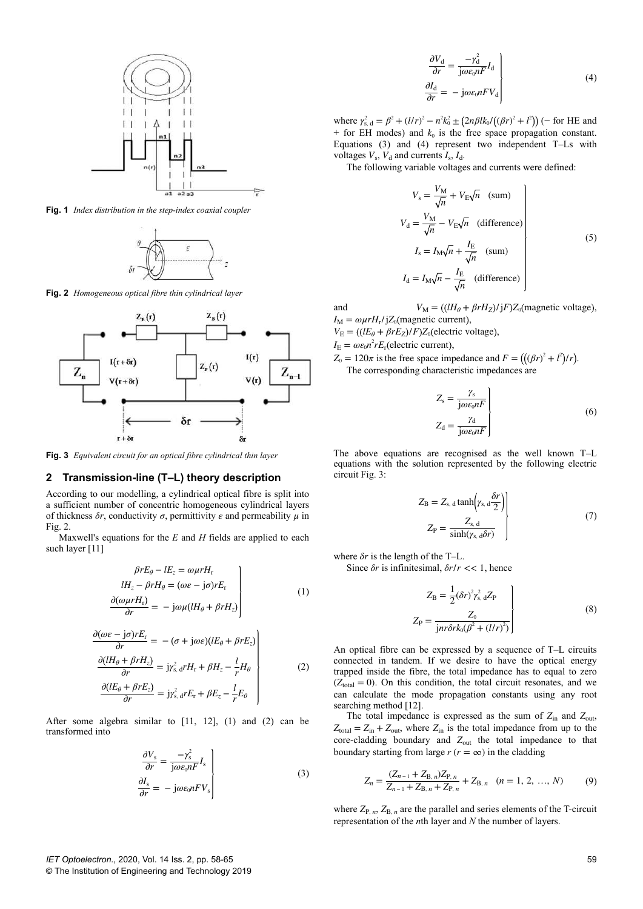**Fig. 1** *Index distribution in the step-index coaxial coupler*

**Fig. 2** *Homogeneous optical fibre thin cylindrical layer*

**Fig. 3** *Equivalent circuit for an optical fibre cylindrical thin layer*

## 2 Transmission-line (T–L) theory description

According to our modelling, a cylindrical optical fibre is split into a sufficient number of concentric homogeneous cylindrical layers of thickness $\delta r$, conductivity $\sigma$, permittivity $\varepsilon$ and permeability $\mu$ in Fig. 2.

Maxwell's equations for the $E$ and $H$ fields are applied to each such layer [11]

$$
\left.
\begin{aligned}
\beta r E_\theta - l E_z &= \omega \mu r H_r \\
l H_z - \beta r H_\theta &= (\omega\varepsilon - \mathrm{j}\sigma) r E_r \\
\frac{\partial(\omega \mu r H_r)}{\partial r} &= -\mathrm{j}\omega\mu(l H_\theta + \beta r H_z)
\end{aligned}
\right\} \tag{1}
$$

$$
\left.
\begin{aligned}
\frac{\partial(\omega\varepsilon - \mathrm{j}\sigma) r E_r}{\partial r} &= -(\sigma + \mathrm{j}\omega\varepsilon)(l E_\theta + \beta r E_z) \\
\frac{\partial(l H_\theta + \beta r H_z)}{\partial r} &= \mathrm{j}\gamma_{\mathrm{s,\,d}}^2 r H_r + \beta H_z - \frac{l}{r} H_\theta \\
\frac{\partial(l E_\theta + \beta r E_z)}{\partial r} &= \mathrm{j}\gamma_{\mathrm{s,\,d}}^2 r E_r + \beta E_z - \frac{l}{r} E_\theta
\end{aligned}
\right\} \tag{2}
$$

After some algebra similar to [11, 12], (1) and (2) can be transformed into

$$
\left.
\begin{aligned}
\frac{\partial V_\mathrm{s}}{\partial r} &= \frac{-\gamma_\mathrm{s}^2}{\mathrm{j}\omega\varepsilon_0 n F} I_\mathrm{s} \\
\frac{\partial I_\mathrm{s}}{\partial r} &= -\mathrm{j}\omega\varepsilon_0 n F V_\mathrm{s}
\end{aligned}
\right\} \tag{3}
$$

$$
\left.
\begin{aligned}
\frac{\partial V_\mathrm{d}}{\partial r} &= \frac{-\gamma_\mathrm{d}^2}{\mathrm{j}\omega\varepsilon_0 n F} I_\mathrm{d} \\
\frac{\partial I_\mathrm{d}}{\partial r} &= -\mathrm{j}\omega\varepsilon_0 n F V_\mathrm{d}
\end{aligned}
\right\} \tag{4}
$$

where $\gamma_{\mathrm{s,\,d}}^2 = \beta^2 + (l/r)^2 - n^2 k_0^2 \pm \left(2n\beta l k_0 / \left((\beta r)^2 + l^2\right)\right)$ (− for HE and + for EH modes) and $k_0$ is the free space propagation constant. Equations (3) and (4) represent two independent T–Ls with voltages $V_\mathrm{s}$, $V_\mathrm{d}$ and currents $I_\mathrm{s}$, $I_\mathrm{d}$.

The following variable voltages and currents were defined:

$$
\left.
\begin{aligned}
V_\mathrm{s} &= \frac{V_\mathrm{M}}{\sqrt{n}} + V_\mathrm{E}\sqrt{n} \quad \text{(sum)} \\
V_\mathrm{d} &= \frac{V_\mathrm{M}}{\sqrt{n}} - V_\mathrm{E}\sqrt{n} \quad \text{(difference)} \\
I_\mathrm{s} &= I_\mathrm{M}\sqrt{n} + \frac{I_\mathrm{E}}{\sqrt{n}} \quad \text{(sum)} \\
I_\mathrm{d} &= I_\mathrm{M}\sqrt{n} - \frac{I_\mathrm{E}}{\sqrt{n}} \quad \text{(difference)}
\end{aligned}
\right\} \tag{5}
$$

and $V_\mathrm{M} = ((l H_\theta + \beta r H_Z)/\mathrm{j}F) Z_0$(magnetic voltage),
$I_\mathrm{M} = \omega\mu r H_r / \mathrm{j} Z_0$(magnetic current),
$V_\mathrm{E} = ((l E_\theta + \beta r E_Z)/F) Z_0$(electric voltage),
$I_\mathrm{E} = \omega\varepsilon_0 n^2 r E_r$(electric current),
$Z_0 = 120\pi$ is the free space impedance and $F = \left(\left((\beta r)^2 + l^2\right)/r\right)$.

The corresponding characteristic impedances are

$$
\left.
\begin{aligned}
Z_\mathrm{s} &= \frac{\gamma_\mathrm{s}}{\mathrm{j}\omega\varepsilon_0 n F} \\
Z_\mathrm{d} &= \frac{\gamma_\mathrm{d}}{\mathrm{j}\omega\varepsilon_0 n F}
\end{aligned}
\right\} \tag{6}
$$

The above equations are recognised as the well known T–L equations with the solution represented by the following electric circuit Fig. 3:

$$
\left.
\begin{aligned}
Z_\mathrm{B} &= Z_{\mathrm{s,\,d}} \tanh\left(\gamma_{\mathrm{s,\,d}} \frac{\delta r}{2}\right) \\
Z_\mathrm{P} &= \frac{Z_{\mathrm{s,\,d}}}{\sinh(\gamma_{\mathrm{s,\,d}} \delta r)}
\end{aligned}
\right\} \tag{7}
$$

where $\delta r$ is the length of the T–L.

Since $\delta r$ is infinitesimal, $\delta r / r << 1$, hence

$$
\left.
\begin{aligned}
Z_\mathrm{B} &= \frac{1}{2}(\delta r)^2 \gamma_{\mathrm{s,\,d}}^2 Z_\mathrm{P} \\
Z_\mathrm{P} &= \frac{Z_0}{\mathrm{j} n r \delta r k_0 (\beta^2 + (l/r)^2)}
\end{aligned}
\right\} \tag{8}
$$

An optical fibre can be expressed by a sequence of T–L circuits connected in tandem. If we desire to have the optical energy trapped inside the fibre, the total impedance has to equal to zero ($Z_\text{total} = 0$). On this condition, the total circuit resonates, and we can calculate the mode propagation constants using any root searching method [12].

The total impedance is expressed as the sum of $Z_\text{in}$ and $Z_\text{out}$, $Z_\text{total} = Z_\text{in} + Z_\text{out}$, where $Z_\text{in}$ is the total impedance from up to the core-cladding boundary and $Z_\text{out}$ the total impedance to that boundary starting from large $r$ ($r = \infty$) in the cladding

$$
Z_n = \frac{(Z_{n-1} + Z_{\mathrm{B},\,n}) Z_{\mathrm{P},\,n}}{Z_{n-1} + Z_{\mathrm{B},\,n} + Z_{\mathrm{P},\,n}} + Z_{\mathrm{B},\,n} \quad (n = 1,\, 2,\, \ldots,\, N) \tag{9}
$$

where $Z_{\mathrm{P},\,n}$, $Z_{\mathrm{B},\,n}$ are the parallel and series elements of the T-circuit representation of the $n$th layer and $N$ the number of layers.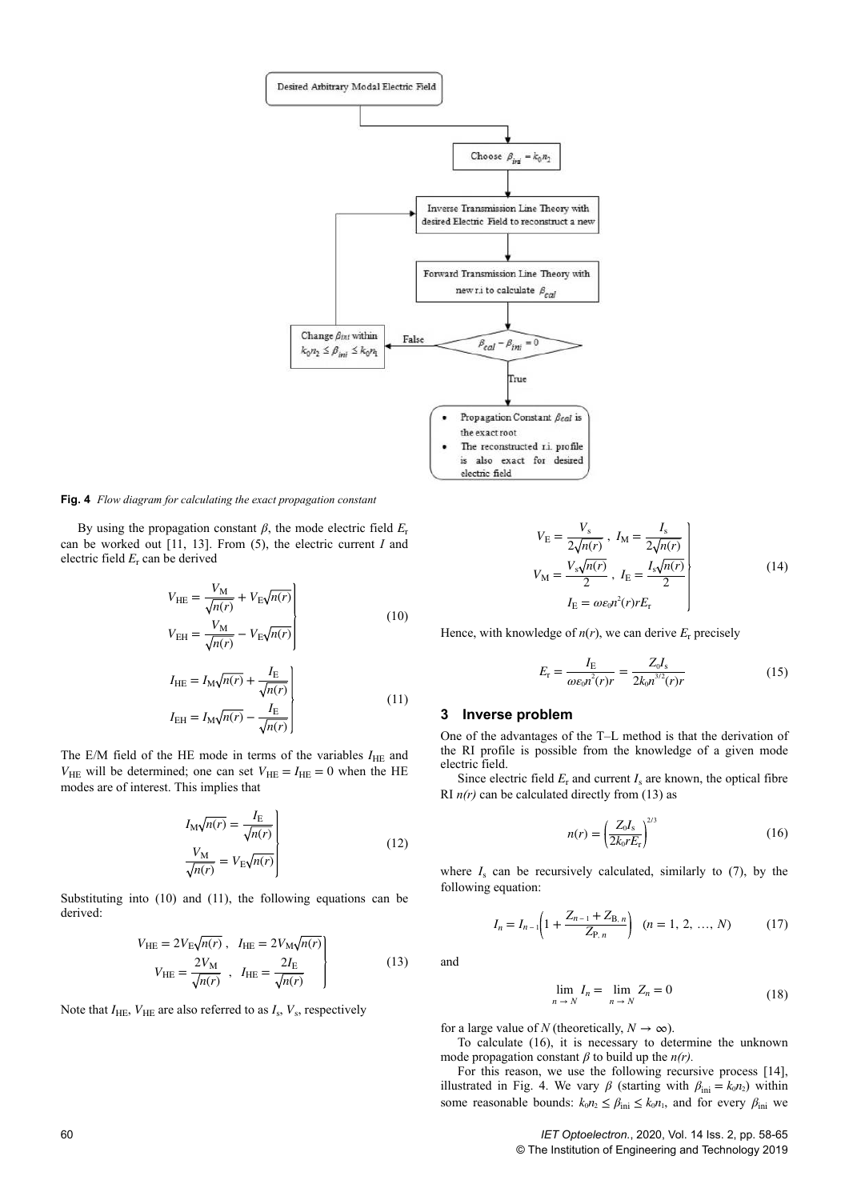Desired Arbitrary Modal Electric Field

Choose $\beta_{ini} = k_0 n_2$

Inverse Transmission Line Theory with desired Electric Field to reconstruct a new

Forward Transmission Line Theory with new r.i to calculate $\beta_{cal}$

$\beta_{cal} - \beta_{ini} = 0$

False: Change $\beta_{ini}$ within $k_0 n_2 \leq \beta_{ini} \leq k_0 n_1$

True:

- Propagation Constant $\beta_{cal}$ is the exact root
- The reconstructed r.i. profile is also exact for desired electric field

**Fig. 4** *Flow diagram for calculating the exact propagation constant*

By using the propagation constant $\beta$, the mode electric field $E_r$ can be worked out [11, 13]. From (5), the electric current $I$ and electric field $E_r$ can be derived

$$\left.\begin{aligned} V_{HE} &= \frac{V_M}{\sqrt{n(r)}} + V_E\sqrt{n(r)} \\ V_{EH} &= \frac{V_M}{\sqrt{n(r)}} - V_E\sqrt{n(r)} \end{aligned}\right\} \tag{10}$$

$$\left.\begin{aligned} I_{HE} &= I_M\sqrt{n(r)} + \frac{I_E}{\sqrt{n(r)}} \\ I_{EH} &= I_M\sqrt{n(r)} - \frac{I_E}{\sqrt{n(r)}} \end{aligned}\right\} \tag{11}$$

The E/M field of the HE mode in terms of the variables $I_{HE}$ and $V_{HE}$ will be determined; one can set $V_{HE} = I_{HE} = 0$ when the HE modes are of interest. This implies that

$$\left.\begin{aligned} I_M\sqrt{n(r)} &= \frac{I_E}{\sqrt{n(r)}} \\ \frac{V_M}{\sqrt{n(r)}} &= V_E\sqrt{n(r)} \end{aligned}\right\} \tag{12}$$

Substituting into (10) and (11), the following equations can be derived:

$$\left.\begin{aligned} V_{HE} = 2V_E\sqrt{n(r)}\,, \quad I_{HE} = 2V_M\sqrt{n(r)} \\ V_{HE} = \frac{2V_M}{\sqrt{n(r)}}\,, \quad I_{HE} = \frac{2I_E}{\sqrt{n(r)}} \end{aligned}\right\} \tag{13}$$

Note that $I_{HE}$, $V_{HE}$ are also referred to as $I_s$, $V_s$, respectively

$$\left.\begin{aligned} V_E = \frac{V_s}{2\sqrt{n(r)}}\,, \quad I_M = \frac{I_s}{2\sqrt{n(r)}} \\ V_M = \frac{V_s\sqrt{n(r)}}{2}\,, \quad I_E = \frac{I_s\sqrt{n(r)}}{2} \\ I_E = \omega\varepsilon_0 n^2(r) r E_r \end{aligned}\right\} \tag{14}$$

Hence, with knowledge of $n(r)$, we can derive $E_r$ precisely

$$E_r = \frac{I_E}{\omega\varepsilon_0 n^2(r) r} = \frac{Z_0 I_s}{2k_0 n^{3/2}(r) r} \tag{15}$$

## 3 Inverse problem

One of the advantages of the T–L method is that the derivation of the RI profile is possible from the knowledge of a given mode electric field.

Since electric field $E_r$ and current $I_s$ are known, the optical fibre RI $n(r)$ can be calculated directly from (13) as

$$n(r) = \left(\frac{Z_0 I_s}{2k_0 r E_r}\right)^{2/3} \tag{16}$$

where $I_s$ can be recursively calculated, similarly to (7), by the following equation:

$$I_n = I_{n-1}\left(1 + \frac{Z_{n-1} + Z_{B,n}}{Z_{P,n}}\right) \quad (n = 1, 2, \ldots, N) \tag{17}$$

and

$$\lim_{n \to N} I_n = \lim_{n \to N} Z_n = 0 \tag{18}$$

for a large value of $N$ (theoretically, $N \to \infty$).

To calculate (16), it is necessary to determine the unknown mode propagation constant $\beta$ to build up the $n(r)$.

For this reason, we use the following recursive process [14], illustrated in Fig. 4. We vary $\beta$ (starting with $\beta_{ini} = k_0 n_2$) within some reasonable bounds: $k_0 n_2 \leq \beta_{ini} \leq k_0 n_1$, and for every $\beta_{ini}$ we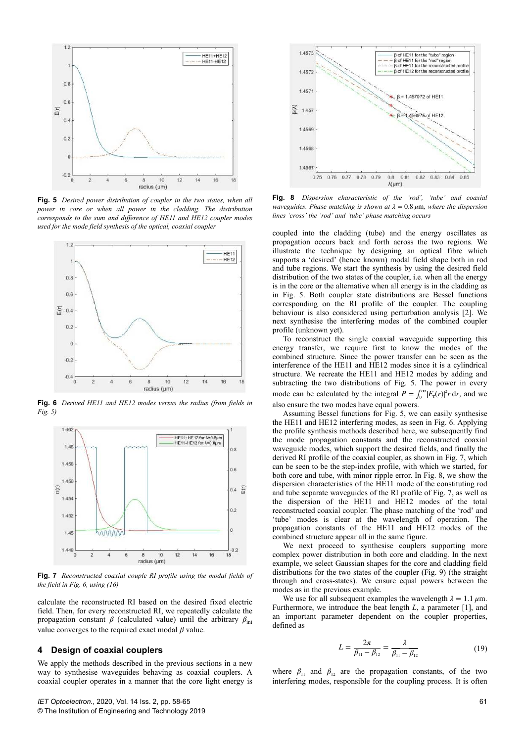**Fig. 5** *Desired power distribution of coupler in the two states, when all power in core or when all power in the cladding. The distribution corresponds to the sum and difference of HE11 and HE12 coupler modes used for the mode field synthesis of the optical, coaxial coupler*

**Fig. 6** *Derived HE11 and HE12 modes versus the radius (from fields in Fig. 5)*

**Fig. 7** *Reconstructed coaxial couple RI profile using the modal fields of the field in Fig. 6, using (16)*

calculate the reconstructed RI based on the desired fixed electric field. Then, for every reconstructed RI, we repeatedly calculate the propagation constant $\beta$ (calculated value) until the arbitrary $\beta_{\text{ini}}$ value converges to the required exact modal $\beta$ value.

## 4 Design of coaxial couplers

We apply the methods described in the previous sections in a new way to synthesise waveguides behaving as coaxial couplers. A coaxial coupler operates in a manner that the core light energy is coupled into the cladding (tube) and the energy oscillates as propagation occurs back and forth across the two regions. We illustrate the technique by designing an optical fibre which supports a 'desired' (hence known) modal field shape both in rod and tube regions. We start the synthesis by using the desired field distribution of the two states of the coupler, i.e. when all the energy is in the core or the alternative when all energy is in the cladding as in Fig. 5. Both coupler state distributions are Bessel functions corresponding on the RI profile of the coupler. The coupling behaviour is also considered using perturbation analysis [2]. We next synthesise the interfering modes of the combined coupler profile (unknown yet).

To reconstruct the single coaxial waveguide supporting this energy transfer, we require first to know the modes of the combined structure. Since the power transfer can be seen as the interference of the HE11 and HE12 modes since it is a cylindrical structure. We recreate the HE11 and HE12 modes by adding and subtracting the two distributions of Fig. 5. The power in every mode can be calculated by the integral $P = \int_0^\infty |E_r(r)|^2 r\,\mathrm{d}r$, and we also ensure the two modes have equal powers.

Assuming Bessel functions for Fig. 5, we can easily synthesise the HE11 and HE12 interfering modes, as seen in Fig. 6. Applying the profile synthesis methods described here, we subsequently find the mode propagation constants and the reconstructed coaxial waveguide modes, which support the desired fields, and finally the derived RI profile of the coaxial coupler, as shown in Fig. 7, which can be seen to be the step-index profile, with which we started, for both core and tube, with minor ripple error. In Fig. 8, we show the dispersion characteristics of the HE11 mode of the constituting rod and tube separate waveguides of the RI profile of Fig. 7, as well as the dispersion of the HE11 and HE12 modes of the total reconstructed coaxial coupler. The phase matching of the 'rod' and 'tube' modes is clear at the wavelength of operation. The propagation constants of the HE11 and HE12 modes of the combined structure appear all in the same figure.

**Fig. 8** *Dispersion characteristic of the 'rod', 'tube' and coaxial waveguides. Phase matching is shown at $\lambda = 0.8\,\mu$m, where the dispersion lines 'cross' the 'rod' and 'tube' phase matching occurs*

We next proceed to synthesise couplers supporting more complex power distribution in both core and cladding. In the next example, we select Gaussian shapes for the core and cladding field distributions for the two states of the coupler (Fig. 9) (the straight through and cross-states). We ensure equal powers between the modes as in the previous example.

We use for all subsequent examples the wavelength $\lambda = 1.1\,\mu$m. Furthermore, we introduce the beat length $L$, a parameter [1], and an important parameter dependent on the coupler properties, defined as

$$L = \frac{2\pi}{\beta_{11} - \beta_{12}} = \frac{\lambda}{\beta_{11} - \beta_{12}} \tag{19}$$

where $\beta_{11}$ and $\beta_{12}$ are the propagation constants, of the two interfering modes, responsible for the coupling process. It is often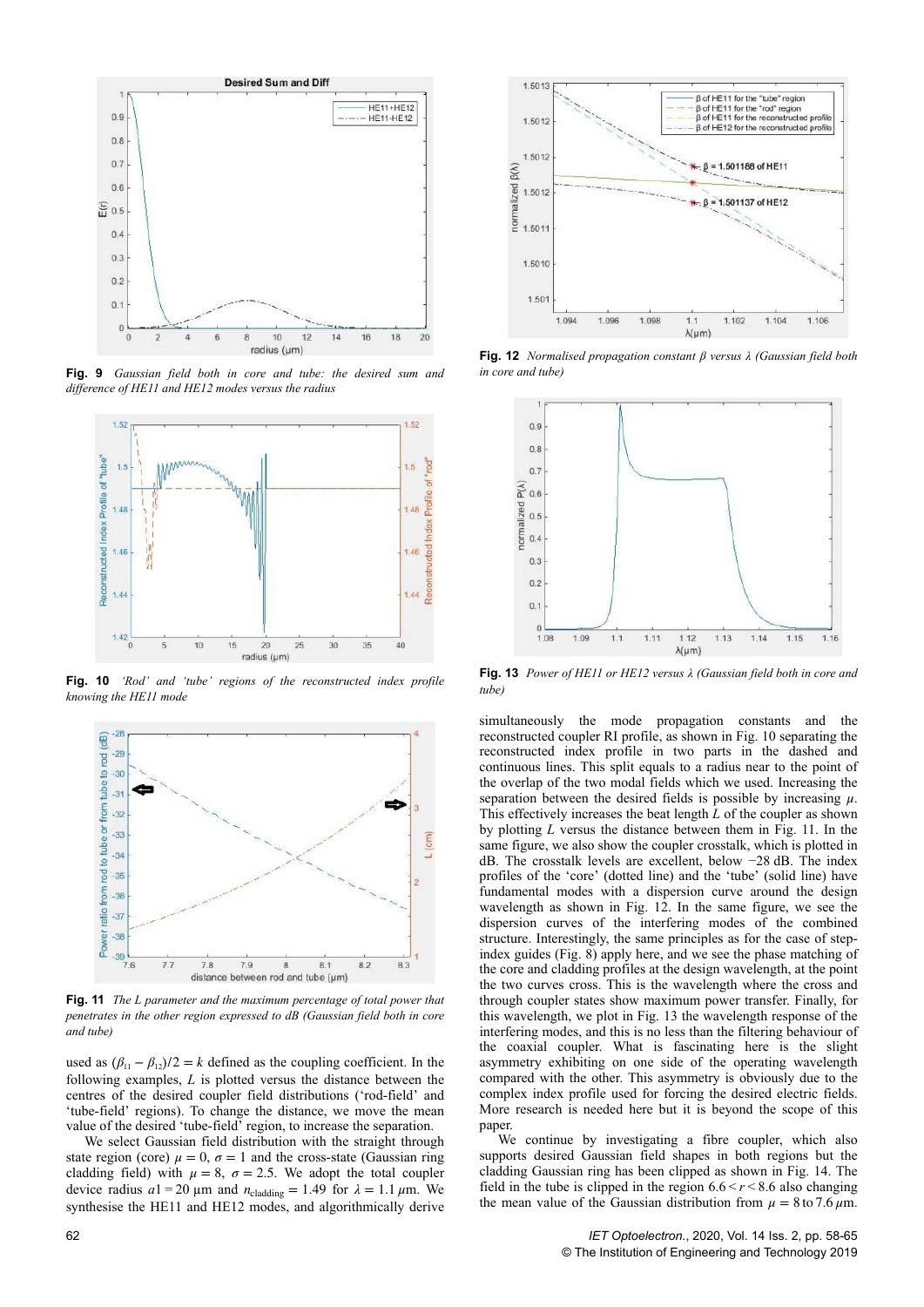**Fig. 9** *Gaussian field both in core and tube: the desired sum and difference of HE11 and HE12 modes versus the radius*

**Fig. 10** *'Rod' and 'tube' regions of the reconstructed index profile knowing the HE11 mode*

**Fig. 11** *The L parameter and the maximum percentage of total power that penetrates in the other region expressed to dB (Gaussian field both in core and tube)*

used as $(\beta_{11} - \beta_{12})/2 = k$ defined as the coupling coefficient. In the following examples, $L$ is plotted versus the distance between the centres of the desired coupler field distributions ('rod-field' and 'tube-field' regions). To change the distance, we move the mean value of the desired 'tube-field' region, to increase the separation.

We select Gaussian field distribution with the straight through state region (core) $\mu = 0$, $\sigma = 1$ and the cross-state (Gaussian ring cladding field) with $\mu = 8$, $\sigma = 2.5$. We adopt the total coupler device radius $a1 = 20$ µm and $n_{\text{cladding}} = 1.49$ for $\lambda = 1.1$ µm. We synthesise the HE11 and HE12 modes, and algorithmically derive simultaneously the mode propagation constants and the reconstructed coupler RI profile, as shown in Fig. 10 separating the reconstructed index profile in two parts in the dashed and continuous lines. This split equals to a radius near to the point of the overlap of the two modal fields which we used. Increasing the separation between the desired fields is possible by increasing $\mu$. This effectively increases the beat length $L$ of the coupler as shown by plotting $L$ versus the distance between them in Fig. 11. In the same figure, we also show the coupler crosstalk, which is plotted in dB. The crosstalk levels are excellent, below −28 dB. The index profiles of the 'core' (dotted line) and the 'tube' (solid line) have fundamental modes with a dispersion curve around the design wavelength as shown in Fig. 12. In the same figure, we see the dispersion curves of the interfering modes of the combined structure. Interestingly, the same principles as for the case of step-index guides (Fig. 8) apply here, and we see the phase matching of the core and cladding profiles at the design wavelength, at the point the two curves cross. This is the wavelength where the cross and through coupler states show maximum power transfer. Finally, for this wavelength, we plot in Fig. 13 the wavelength response of the interfering modes, and this is no less than the filtering behaviour of the coaxial coupler. What is fascinating here is the slight asymmetry exhibiting on one side of the operating wavelength compared with the other. This asymmetry is obviously due to the complex index profile used for forcing the desired electric fields. More research is needed here but it is beyond the scope of this paper.

**Fig. 12** *Normalised propagation constant β versus λ (Gaussian field both in core and tube)*

**Fig. 13** *Power of HE11 or HE12 versus λ (Gaussian field both in core and tube)*

We continue by investigating a fibre coupler, which also supports desired Gaussian field shapes in both regions but the cladding Gaussian ring has been clipped as shown in Fig. 14. The field in the tube is clipped in the region $6.6 < r < 8.6$ also changing the mean value of the Gaussian distribution from $\mu = 8$ to $7.6$ µm.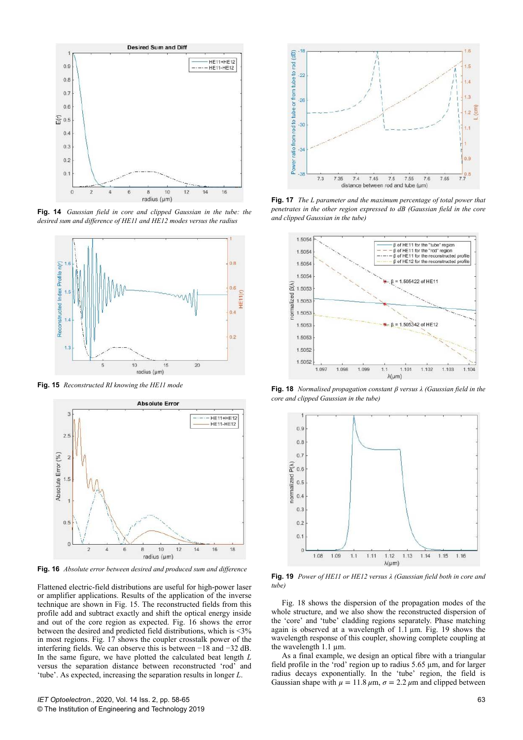**Fig. 14** *Gaussian field in core and clipped Gaussian in the tube: the desired sum and difference of HE11 and HE12 modes versus the radius*

**Fig. 15** *Reconstructed RI knowing the HE11 mode*

**Fig. 16** *Absolute error between desired and produced sum and difference*

Flattened electric-field distributions are useful for high-power laser or amplifier applications. Results of the application of the inverse technique are shown in Fig. 15. The reconstructed fields from this profile add and subtract exactly and shift the optical energy inside and out of the core region as expected. Fig. 16 shows the error between the desired and predicted field distributions, which is <3% in most regions. Fig. 17 shows the coupler crosstalk power of the interfering fields. We can observe this is between −18 and −32 dB. In the same figure, we have plotted the calculated beat length $L$ versus the separation distance between reconstructed 'rod' and 'tube'. As expected, increasing the separation results in longer $L$.

**Fig. 17** *The L parameter and the maximum percentage of total power that penetrates in the other region expressed to dB (Gaussian field in the core and clipped Gaussian in the tube)*

**Fig. 18** *Normalised propagation constant β versus λ (Gaussian field in the core and clipped Gaussian in the tube)*

**Fig. 19** *Power of HE11 or HE12 versus λ (Gaussian field both in core and tube)*

Fig. 18 shows the dispersion of the propagation modes of the whole structure, and we also show the reconstructed dispersion of the 'core' and 'tube' cladding regions separately. Phase matching again is observed at a wavelength of 1.1 µm. Fig. 19 shows the wavelength response of this coupler, showing complete coupling at the wavelength 1.1 µm.

As a final example, we design an optical fibre with a triangular field profile in the 'rod' region up to radius 5.65 µm, and for larger radius decays exponentially. In the 'tube' region, the field is Gaussian shape with $\mu = 11.8\,\mu$m, $\sigma = 2.2\,\mu$m and clipped between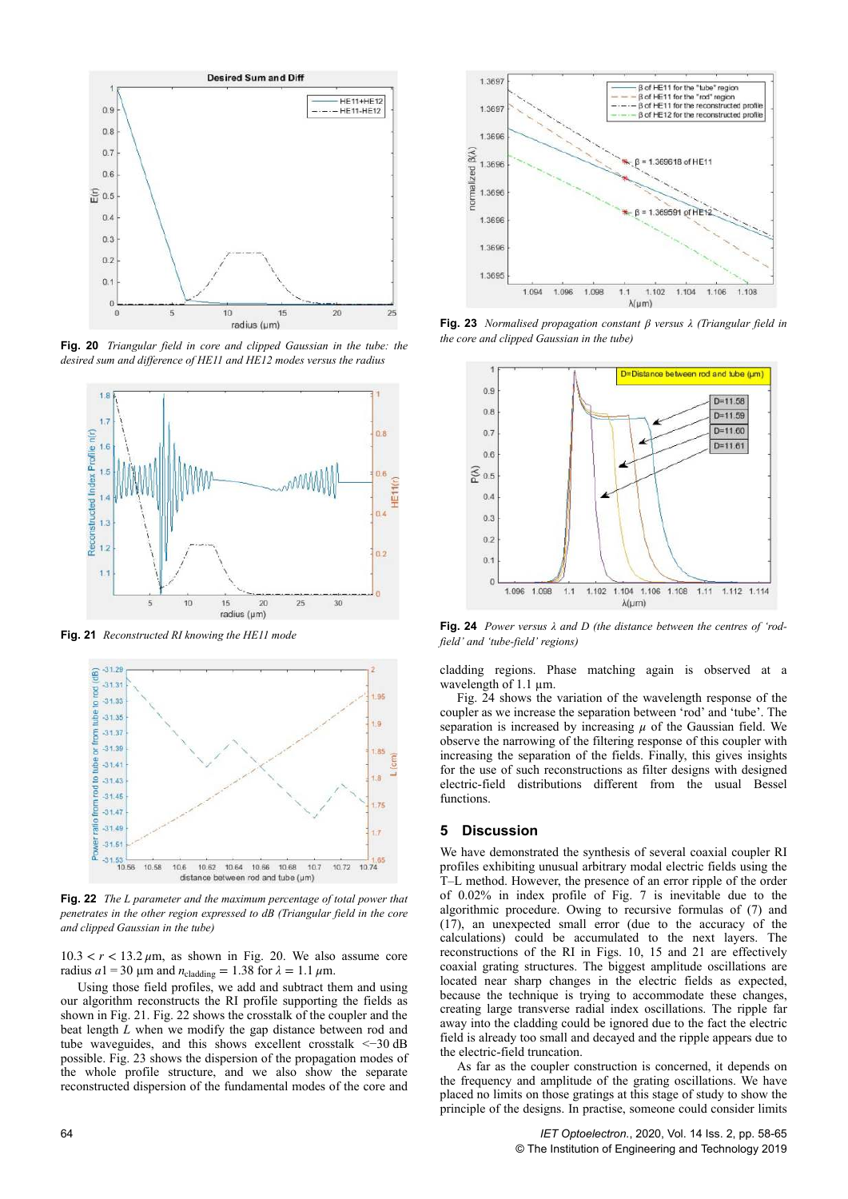**Fig. 20** *Triangular field in core and clipped Gaussian in the tube: the desired sum and difference of HE11 and HE12 modes versus the radius*

**Fig. 21** *Reconstructed RI knowing the HE11 mode*

**Fig. 22** *The L parameter and the maximum percentage of total power that penetrates in the other region expressed to dB (Triangular field in the core and clipped Gaussian in the tube)*

$10.3 < r < 13.2\,\mu$m, as shown in Fig. 20. We also assume core radius $a1 = 30$ µm and $n_{\text{cladding}} = 1.38$ for $\lambda = 1.1\,\mu$m.

Using those field profiles, we add and subtract them and using our algorithm reconstructs the RI profile supporting the fields as shown in Fig. 21. Fig. 22 shows the crosstalk of the coupler and the beat length $L$ when we modify the gap distance between rod and tube waveguides, and this shows excellent crosstalk $<-30$ dB possible. Fig. 23 shows the dispersion of the propagation modes of the whole profile structure, and we also show the separate reconstructed dispersion of the fundamental modes of the core and cladding regions. Phase matching again is observed at a wavelength of 1.1 µm.

**Fig. 23** *Normalised propagation constant β versus λ (Triangular field in the core and clipped Gaussian in the tube)*

**Fig. 24** *Power versus λ and D (the distance between the centres of 'rod-field' and 'tube-field' regions)*

Fig. 24 shows the variation of the wavelength response of the coupler as we increase the separation between 'rod' and 'tube'. The separation is increased by increasing $\mu$ of the Gaussian field. We observe the narrowing of the filtering response of this coupler with increasing the separation of the fields. Finally, this gives insights for the use of such reconstructions as filter designs with designed electric-field distributions different from the usual Bessel functions.

## 5 Discussion

We have demonstrated the synthesis of several coaxial coupler RI profiles exhibiting unusual arbitrary modal electric fields using the T–L method. However, the presence of an error ripple of the order of 0.02% in index profile of Fig. 7 is inevitable due to the algorithmic procedure. Owing to recursive formulas of (7) and (17), an unexpected small error (due to the accuracy of the calculations) could be accumulated to the next layers. The reconstructions of the RI in Figs. 10, 15 and 21 are effectively coaxial grating structures. The biggest amplitude oscillations are located near sharp changes in the electric fields as expected, because the technique is trying to accommodate these changes, creating large transverse radial index oscillations. The ripple far away into the cladding could be ignored due to the fact the electric field is already too small and decayed and the ripple appears due to the electric-field truncation.

As far as the coupler construction is concerned, it depends on the frequency and amplitude of the grating oscillations. We have placed no limits on those gratings at this stage of study to show the principle of the designs. In practise, someone could consider limits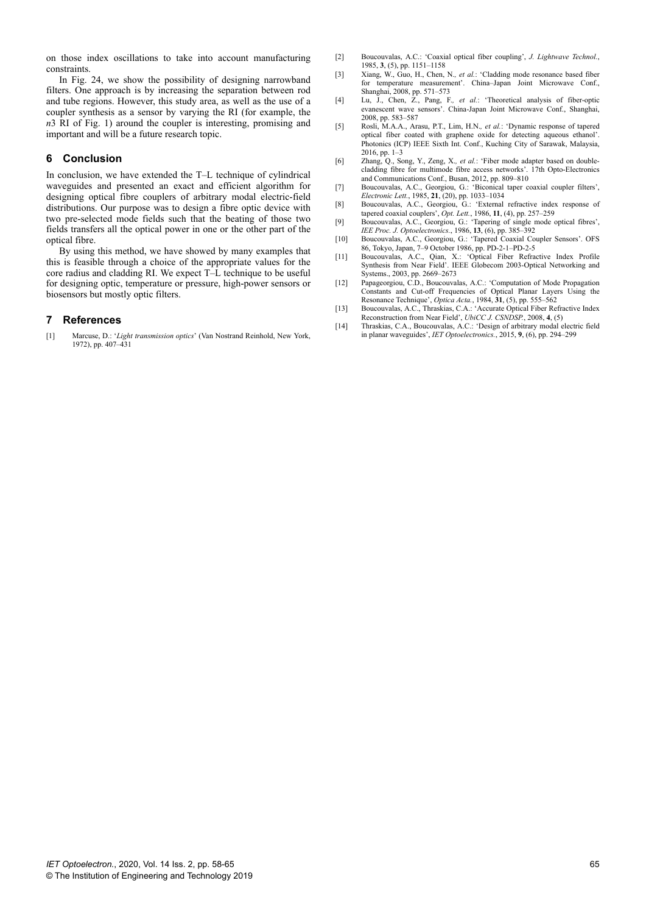on those index oscillations to take into account manufacturing constraints.

In Fig. 24, we show the possibility of designing narrowband filters. One approach is by increasing the separation between rod and tube regions. However, this study area, as well as the use of a coupler synthesis as a sensor by varying the RI (for example, the $n3$ RI of Fig. 1) around the coupler is interesting, promising and important and will be a future research topic.

## 6 Conclusion

In conclusion, we have extended the T–L technique of cylindrical waveguides and presented an exact and efficient algorithm for designing optical fibre couplers of arbitrary modal electric-field distributions. Our purpose was to design a fibre optic device with two pre-selected mode fields such that the beating of those two fields transfers all the optical power in one or the other part of the optical fibre.

By using this method, we have showed by many examples that this is feasible through a choice of the appropriate values for the core radius and cladding RI. We expect T–L technique to be useful for designing optic, temperature or pressure, high-power sensors or biosensors but mostly optic filters.

## 7 References

[1] Marcuse, D.: '*Light transmission optics*' (Van Nostrand Reinhold, New York, 1972), pp. 407–431

[2] Boucouvalas, A.C.: 'Coaxial optical fiber coupling', *J. Lightwave Technol.*, 1985, **3**, (5), pp. 1151–1158

[3] Xiang, W., Guo, H., Chen, N., *et al.*: 'Cladding mode resonance based fiber for temperature measurement'. China–Japan Joint Microwave Conf., Shanghai, 2008, pp. 571–573

[4] Lu, J., Chen, Z., Pang, F., *et al.*: 'Theoretical analysis of fiber-optic evanescent wave sensors'. China-Japan Joint Microwave Conf., Shanghai, 2008, pp. 583–587

[5] Rosli, M.A.A., Arasu, P.T., Lim, H.N., *et al.*: 'Dynamic response of tapered optical fiber coated with graphene oxide for detecting aqueous ethanol'. Photonics (ICP) IEEE Sixth Int. Conf., Kuching City of Sarawak, Malaysia, 2016, pp. 1–3

[6] Zhang, Q., Song, Y., Zeng, X., *et al.*: 'Fiber mode adapter based on double-cladding fibre for multimode fibre access networks'. 17th Opto-Electronics and Communications Conf., Busan, 2012, pp. 809–810

[7] Boucouvalas, A.C., Georgiou, G.: 'Biconical taper coaxial coupler filters', *Electronic Lett.*, 1985, **21**, (20), pp. 1033–1034

[8] Boucouvalas, A.C., Georgiou, G.: 'External refractive index response of tapered coaxial couplers', *Opt. Lett.*, 1986, **11**, (4), pp. 257–259

[9] Boucouvalas, A.C., Georgiou, G.: 'Tapering of single mode optical fibres', *IEE Proc. J. Optoelectronics.*, 1986, **13**, (6), pp. 385–392

[10] Boucouvalas, A.C., Georgiou, G.: 'Tapered Coaxial Coupler Sensors'. OFS 86, Tokyo, Japan, 7–9 October 1986, pp. PD-2-1–PD-2-5

[11] Boucouvalas, A.C., Qian, X.: 'Optical Fiber Refractive Index Profile Synthesis from Near Field'. IEEE Globecom 2003-Optical Networking and Systems., 2003, pp. 2669–2673

[12] Papageorgiou, C.D., Boucouvalas, A.C.: 'Computation of Mode Propagation Constants and Cut-off Frequencies of Optical Planar Layers Using the Resonance Technique', *Optica Acta.*, 1984, **31**, (5), pp. 555–562

[13] Boucouvalas, A.C., Thraskias, C.A.: 'Accurate Optical Fiber Refractive Index Reconstruction from Near Field', *UbiCC J. CSNDSP.*, 2008, **4**, (5)

[14] Thraskias, C.A., Boucouvalas, A.C.: 'Design of arbitrary modal electric field in planar waveguides', *IET Optoelectronics.*, 2015, **9**, (6), pp. 294–299